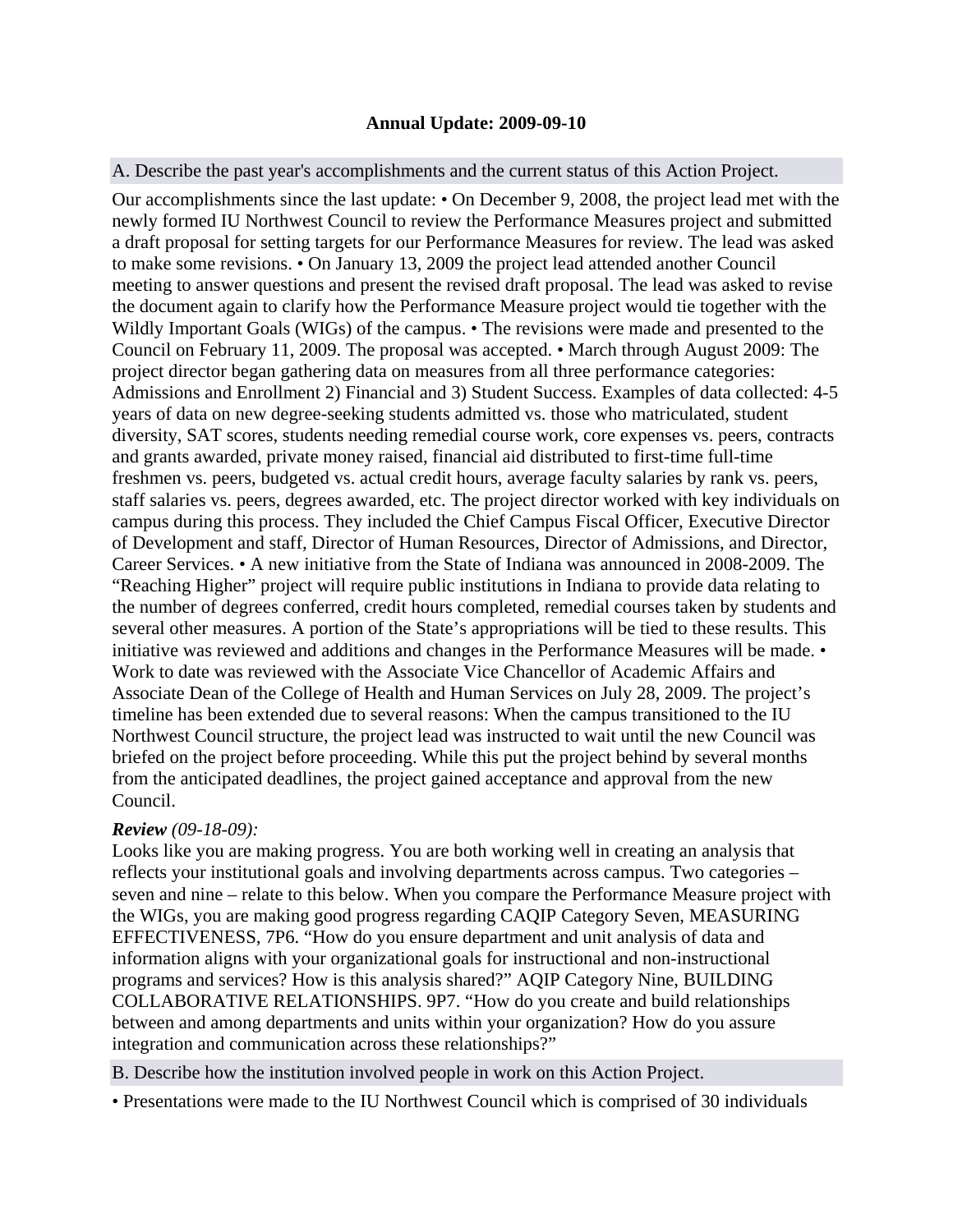**Annual Update: 2009-09-10**

A. Describe the past year's accomplishments and the current status of this Action Project.

Our accomplishments since the last update: • On December 9, 2008, the project lead met with the newly formed IU Northwest Council to review the Performance Measures project and submitted a draft proposal for setting targets for our Performance Measures for review. The lead was asked to make some revisions. • On January 13, 2009 the project lead attended another Council meeting to answer questions and present the revised draft proposal. The lead was asked to revise the document again to clarify how the Performance Measure project would tie together with the Wildly Important Goals (WIGs) of the campus. • The revisions were made and presented to the Council on February 11, 2009. The proposal was accepted. • March through August 2009: The project director began gathering data on measures from all three performance categories: Admissions and Enrollment 2) Financial and 3) Student Success. Examples of data collected: 4-5 years of data on new degree-seeking students admitted vs. those who matriculated, student diversity, SAT scores, students needing remedial course work, core expenses vs. peers, contracts and grants awarded, private money raised, financial aid distributed to first-time full-time freshmen vs. peers, budgeted vs. actual credit hours, average faculty salaries by rank vs. peers, staff salaries vs. peers, degrees awarded, etc. The project director worked with key individuals on campus during this process. They included the Chief Campus Fiscal Officer, Executive Director of Development and staff, Director of Human Resources, Director of Admissions, and Director, Career Services. • A new initiative from the State of Indiana was announced in 2008-2009. The "Reaching Higher" project will require public institutions in Indiana to provide data relating to the number of degrees conferred, credit hours completed, remedial courses taken by students and several other measures. A portion of the State's appropriations will be tied to these results. This initiative was reviewed and additions and changes in the Performance Measures will be made. • Work to date was reviewed with the Associate Vice Chancellor of Academic Affairs and Associate Dean of the College of Health and Human Services on July 28, 2009. The project's timeline has been extended due to several reasons: When the campus transitioned to the IU Northwest Council structure, the project lead was instructed to wait until the new Council was briefed on the project before proceeding. While this put the project behind by several months from the anticipated deadlines, the project gained acceptance and approval from the new Council.

***Review*** *(09-18-09):*
Looks like you are making progress. You are both working well in creating an analysis that reflects your institutional goals and involving departments across campus. Two categories – seven and nine – relate to this below. When you compare the Performance Measure project with the WIGs, you are making good progress regarding CAQIP Category Seven, MEASURING EFFECTIVENESS, 7P6. "How do you ensure department and unit analysis of data and information aligns with your organizational goals for instructional and non-instructional programs and services? How is this analysis shared?" AQIP Category Nine, BUILDING COLLABORATIVE RELATIONSHIPS. 9P7. "How do you create and build relationships between and among departments and units within your organization? How do you assure integration and communication across these relationships?"

B. Describe how the institution involved people in work on this Action Project.

• Presentations were made to the IU Northwest Council which is comprised of 30 individuals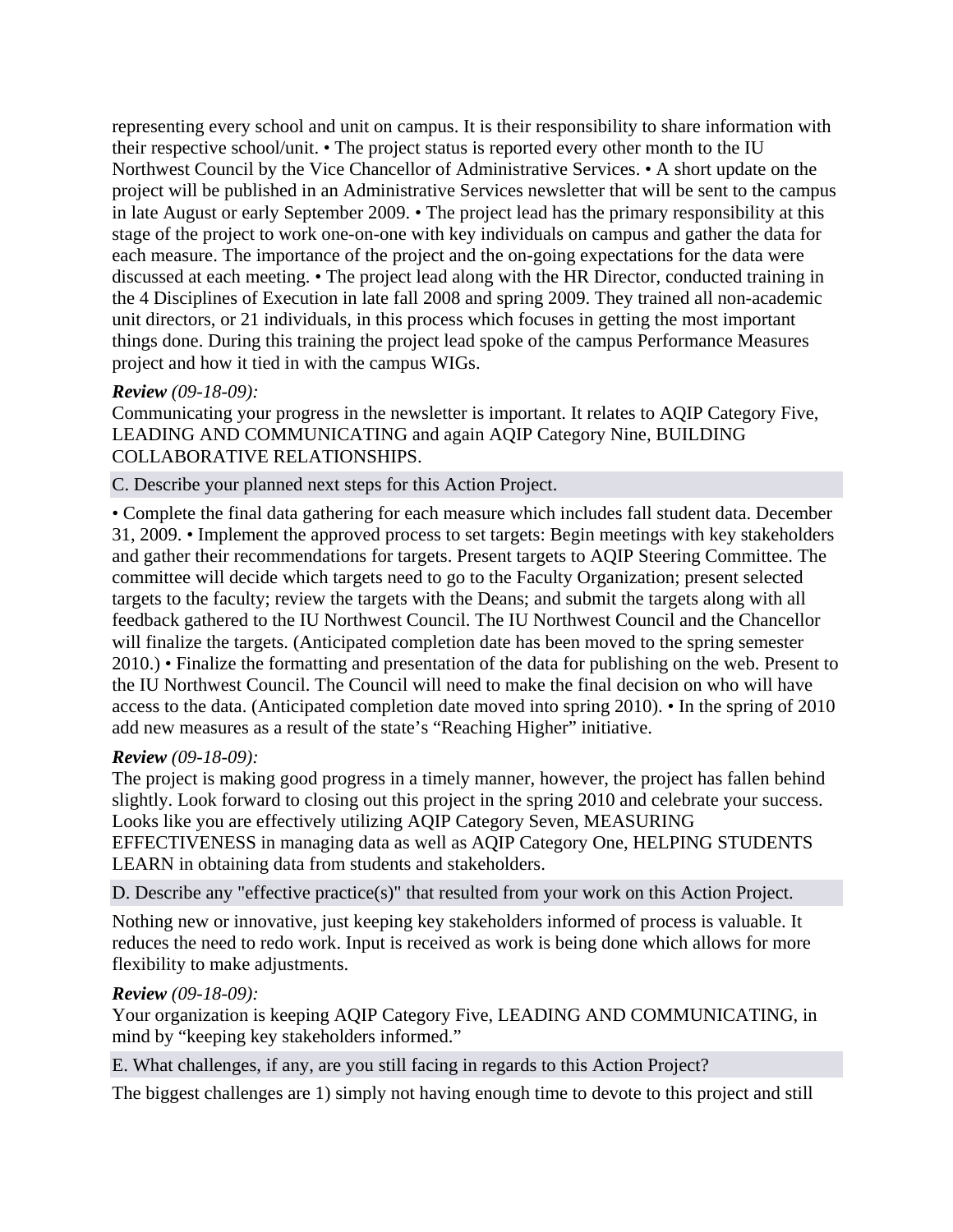representing every school and unit on campus. It is their responsibility to share information with their respective school/unit. • The project status is reported every other month to the IU Northwest Council by the Vice Chancellor of Administrative Services. • A short update on the project will be published in an Administrative Services newsletter that will be sent to the campus in late August or early September 2009. • The project lead has the primary responsibility at this stage of the project to work one-on-one with key individuals on campus and gather the data for each measure. The importance of the project and the on-going expectations for the data were discussed at each meeting. • The project lead along with the HR Director, conducted training in the 4 Disciplines of Execution in late fall 2008 and spring 2009. They trained all non-academic unit directors, or 21 individuals, in this process which focuses in getting the most important things done. During this training the project lead spoke of the campus Performance Measures project and how it tied in with the campus WIGs.

***Review** (09-18-09):*
Communicating your progress in the newsletter is important. It relates to AQIP Category Five, LEADING AND COMMUNICATING and again AQIP Category Nine, BUILDING COLLABORATIVE RELATIONSHIPS.

C. Describe your planned next steps for this Action Project.

• Complete the final data gathering for each measure which includes fall student data. December 31, 2009. • Implement the approved process to set targets: Begin meetings with key stakeholders and gather their recommendations for targets. Present targets to AQIP Steering Committee. The committee will decide which targets need to go to the Faculty Organization; present selected targets to the faculty; review the targets with the Deans; and submit the targets along with all feedback gathered to the IU Northwest Council. The IU Northwest Council and the Chancellor will finalize the targets. (Anticipated completion date has been moved to the spring semester 2010.) • Finalize the formatting and presentation of the data for publishing on the web. Present to the IU Northwest Council. The Council will need to make the final decision on who will have access to the data. (Anticipated completion date moved into spring 2010). • In the spring of 2010 add new measures as a result of the state's "Reaching Higher" initiative.

***Review** (09-18-09):*
The project is making good progress in a timely manner, however, the project has fallen behind slightly. Look forward to closing out this project in the spring 2010 and celebrate your success. Looks like you are effectively utilizing AQIP Category Seven, MEASURING EFFECTIVENESS in managing data as well as AQIP Category One, HELPING STUDENTS LEARN in obtaining data from students and stakeholders.

D. Describe any "effective practice(s)" that resulted from your work on this Action Project.

Nothing new or innovative, just keeping key stakeholders informed of process is valuable. It reduces the need to redo work. Input is received as work is being done which allows for more flexibility to make adjustments.

***Review** (09-18-09):*
Your organization is keeping AQIP Category Five, LEADING AND COMMUNICATING, in mind by "keeping key stakeholders informed."

E. What challenges, if any, are you still facing in regards to this Action Project?

The biggest challenges are 1) simply not having enough time to devote to this project and still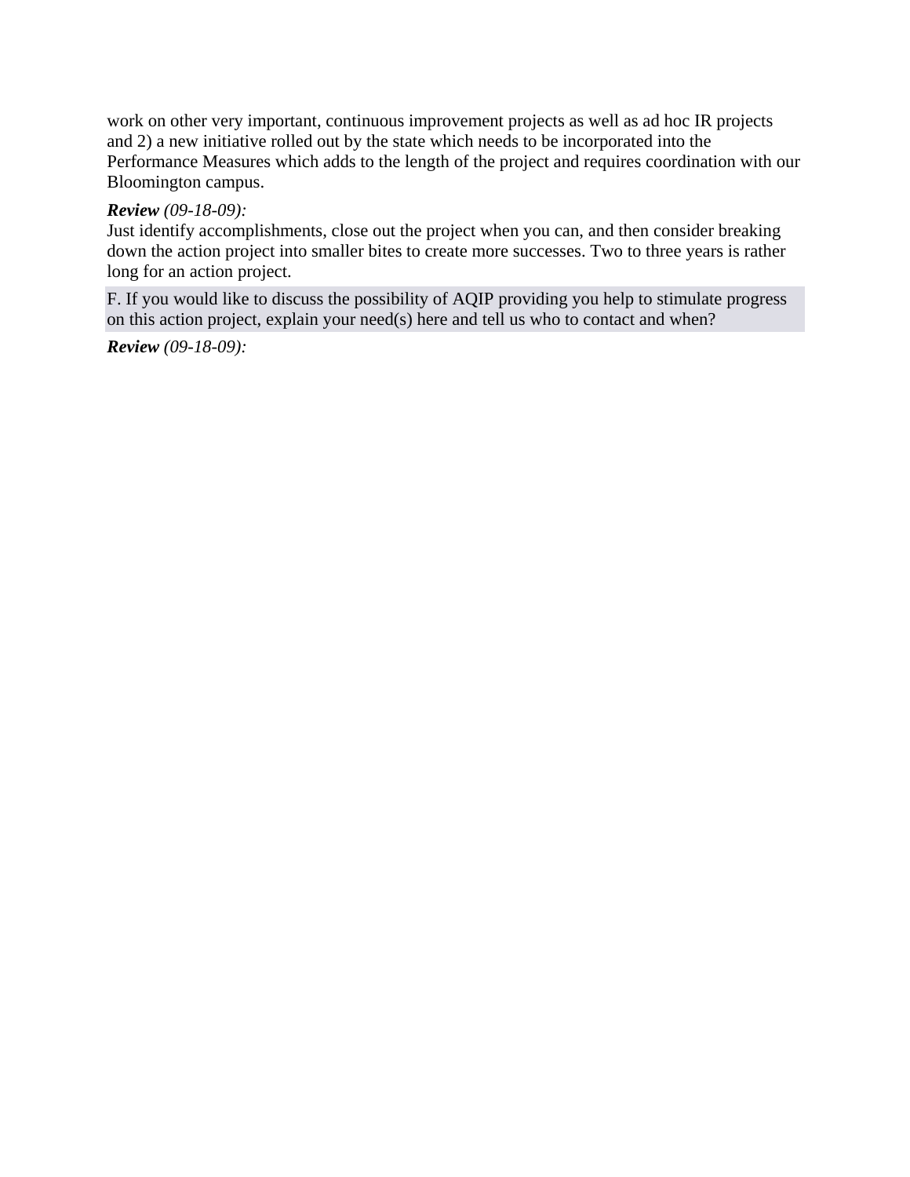work on other very important, continuous improvement projects as well as ad hoc IR projects and 2) a new initiative rolled out by the state which needs to be incorporated into the Performance Measures which adds to the length of the project and requires coordination with our Bloomington campus.

***Review*** *(09-18-09):*
Just identify accomplishments, close out the project when you can, and then consider breaking down the action project into smaller bites to create more successes. Two to three years is rather long for an action project.

F. If you would like to discuss the possibility of AQIP providing you help to stimulate progress on this action project, explain your need(s) here and tell us who to contact and when?

***Review*** *(09-18-09):*